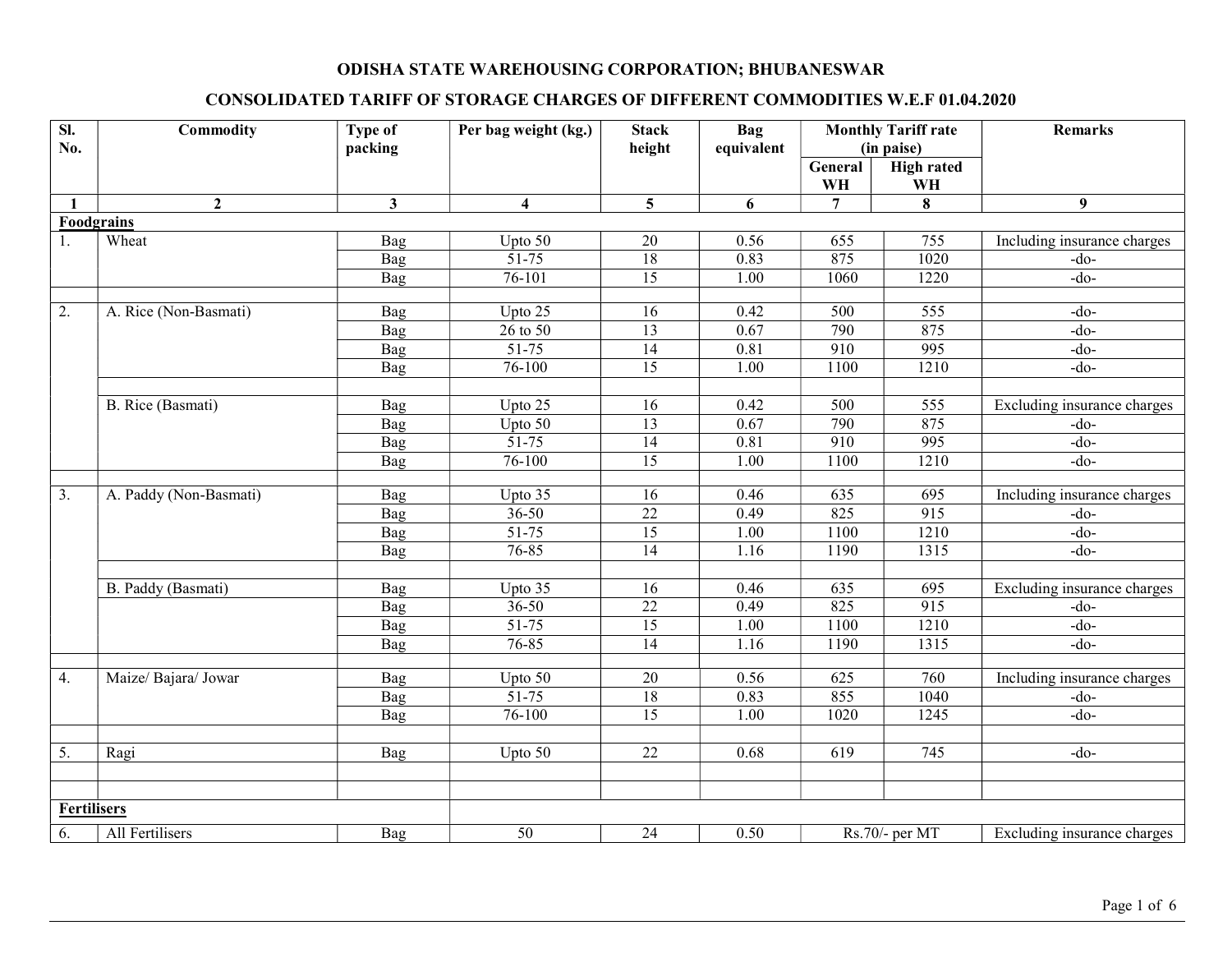# ODISHA STATE WAREHOUSING CORPORATION; BHUBANESWAR

## CONSOLIDATED TARIFF OF STORAGE CHARGES OF DIFFERENT COMMODITIES W.E.F 01.04.2020

| Sl. No. | Commodity | Type of packing | Per bag weight (kg.) | Stack height | Bag equivalent | Monthly Tariff rate (in paise) | | Remarks |
|---|---|---|---|---|---|---|---|---|
| | | | | | | General WH | High rated WH | |
| 1 | 2 | 3 | 4 | 5 | 6 | 7 | 8 | 9 |
| **Foodgrains** | | | | | | | | |
| 1. | Wheat | Bag | Upto 50 | 20 | 0.56 | 655 | 755 | Including insurance charges |
| | | Bag | 51-75 | 18 | 0.83 | 875 | 1020 | -do- |
| | | Bag | 76-101 | 15 | 1.00 | 1060 | 1220 | -do- |
| | | | | | | | | |
| 2. | A. Rice (Non-Basmati) | Bag | Upto 25 | 16 | 0.42 | 500 | 555 | -do- |
| | | Bag | 26 to 50 | 13 | 0.67 | 790 | 875 | -do- |
| | | Bag | 51-75 | 14 | 0.81 | 910 | 995 | -do- |
| | | Bag | 76-100 | 15 | 1.00 | 1100 | 1210 | -do- |
| | | | | | | | | |
| | B. Rice (Basmati) | Bag | Upto 25 | 16 | 0.42 | 500 | 555 | Excluding insurance charges |
| | | Bag | Upto 50 | 13 | 0.67 | 790 | 875 | -do- |
| | | Bag | 51-75 | 14 | 0.81 | 910 | 995 | -do- |
| | | Bag | 76-100 | 15 | 1.00 | 1100 | 1210 | -do- |
| | | | | | | | | |
| 3. | A. Paddy (Non-Basmati) | Bag | Upto 35 | 16 | 0.46 | 635 | 695 | Including insurance charges |
| | | Bag | 36-50 | 22 | 0.49 | 825 | 915 | -do- |
| | | Bag | 51-75 | 15 | 1.00 | 1100 | 1210 | -do- |
| | | Bag | 76-85 | 14 | 1.16 | 1190 | 1315 | -do- |
| | | | | | | | | |
| | B. Paddy (Basmati) | Bag | Upto 35 | 16 | 0.46 | 635 | 695 | Excluding insurance charges |
| | | Bag | 36-50 | 22 | 0.49 | 825 | 915 | -do- |
| | | Bag | 51-75 | 15 | 1.00 | 1100 | 1210 | -do- |
| | | Bag | 76-85 | 14 | 1.16 | 1190 | 1315 | -do- |
| | | | | | | | | |
| 4. | Maize/ Bajara/ Jowar | Bag | Upto 50 | 20 | 0.56 | 625 | 760 | Including insurance charges |
| | | Bag | 51-75 | 18 | 0.83 | 855 | 1040 | -do- |
| | | Bag | 76-100 | 15 | 1.00 | 1020 | 1245 | -do- |
| | | | | | | | | |
| 5. | Ragi | Bag | Upto 50 | 22 | 0.68 | 619 | 745 | -do- |
| | | | | | | | | |
| | | | | | | | | |
| **Fertilisers** | | | | | | | | |
| 6. | All Fertilisers | Bag | 50 | 24 | 0.50 | Rs.70/- per MT | | Excluding insurance charges |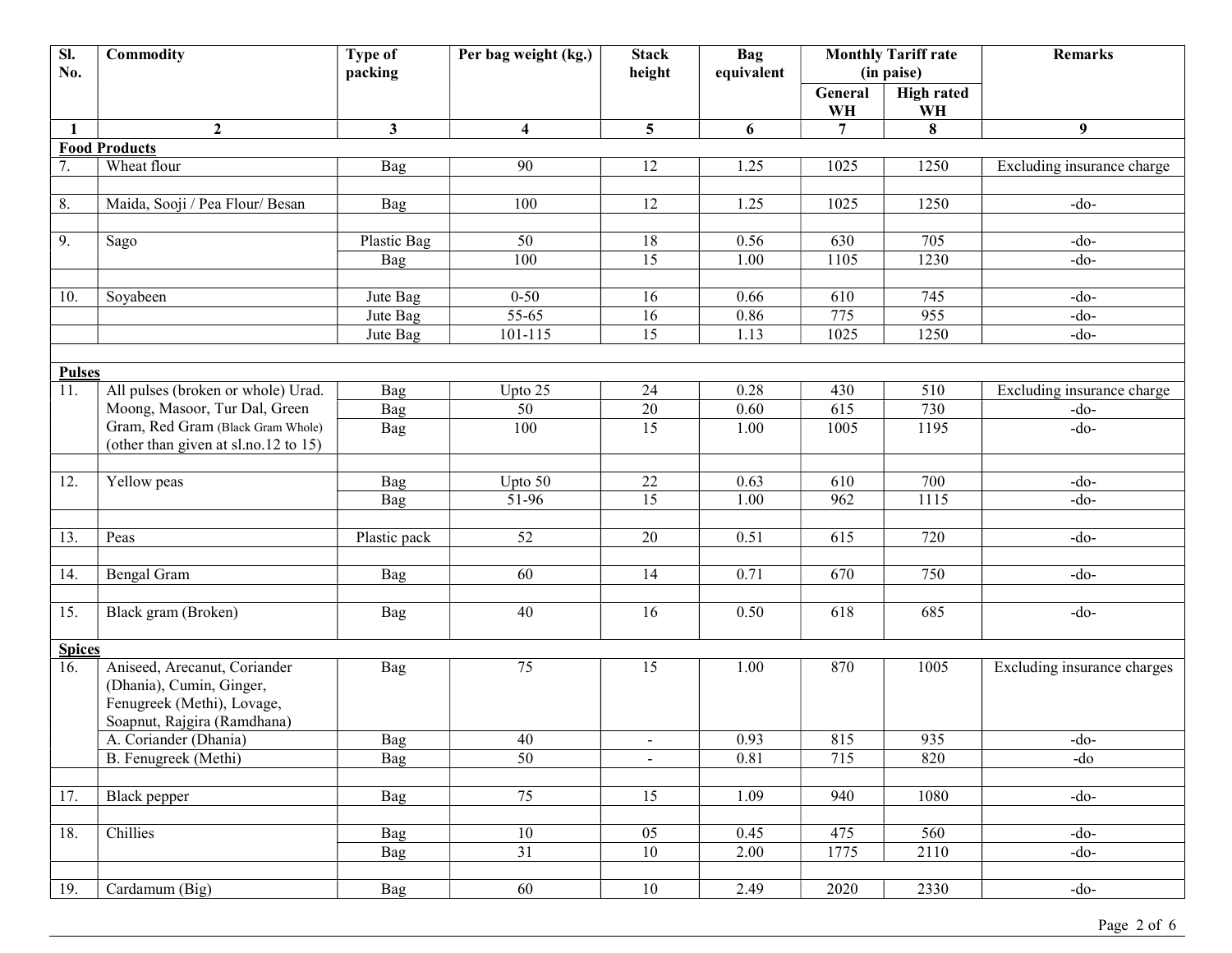| Sl. No. | Commodity | Type of packing | Per bag weight (kg.) | Stack height | Bag equivalent | Monthly Tariff rate (in paise) | | Remarks |
|---|---|---|---|---|---|---|---|---|
| | | | | | | General WH | High rated WH | |
| 1 | 2 | 3 | 4 | 5 | 6 | 7 | 8 | 9 |
| **Food Products** | | | | | | | | |
| 7. | Wheat flour | Bag | 90 | 12 | 1.25 | 1025 | 1250 | Excluding insurance charge |
| 8. | Maida, Sooji / Pea Flour/ Besan | Bag | 100 | 12 | 1.25 | 1025 | 1250 | -do- |
| 9. | Sago | Plastic Bag | 50 | 18 | 0.56 | 630 | 705 | -do- |
| | | Bag | 100 | 15 | 1.00 | 1105 | 1230 | -do- |
| 10. | Soyabeen | Jute Bag | 0-50 | 16 | 0.66 | 610 | 745 | -do- |
| | | Jute Bag | 55-65 | 16 | 0.86 | 775 | 955 | -do- |
| | | Jute Bag | 101-115 | 15 | 1.13 | 1025 | 1250 | -do- |
| **Pulses** | | | | | | | | |
| 11. | All pulses (broken or whole) Urad. Moong, Masoor, Tur Dal, Green Gram, Red Gram (Black Gram Whole) (other than given at sl.no.12 to 15) | Bag | Upto 25 | 24 | 0.28 | 430 | 510 | Excluding insurance charge |
| | | Bag | 50 | 20 | 0.60 | 615 | 730 | -do- |
| | | Bag | 100 | 15 | 1.00 | 1005 | 1195 | -do- |
| 12. | Yellow peas | Bag | Upto 50 | 22 | 0.63 | 610 | 700 | -do- |
| | | Bag | 51-96 | 15 | 1.00 | 962 | 1115 | -do- |
| 13. | Peas | Plastic pack | 52 | 20 | 0.51 | 615 | 720 | -do- |
| 14. | Bengal Gram | Bag | 60 | 14 | 0.71 | 670 | 750 | -do- |
| 15. | Black gram (Broken) | Bag | 40 | 16 | 0.50 | 618 | 685 | -do- |
| **Spices** | | | | | | | | |
| 16. | Aniseed, Arecanut, Coriander (Dhania), Cumin, Ginger, Fenugreek (Methi), Lovage, Soapnut, Rajgira (Ramdhana) | Bag | 75 | 15 | 1.00 | 870 | 1005 | Excluding insurance charges |
| | A. Coriander (Dhania) | Bag | 40 | - | 0.93 | 815 | 935 | -do- |
| | B. Fenugreek (Methi) | Bag | 50 | - | 0.81 | 715 | 820 | -do |
| 17. | Black pepper | Bag | 75 | 15 | 1.09 | 940 | 1080 | -do- |
| 18. | Chillies | Bag | 10 | 05 | 0.45 | 475 | 560 | -do- |
| | | Bag | 31 | 10 | 2.00 | 1775 | 2110 | -do- |
| 19. | Cardamum (Big) | Bag | 60 | 10 | 2.49 | 2020 | 2330 | -do- |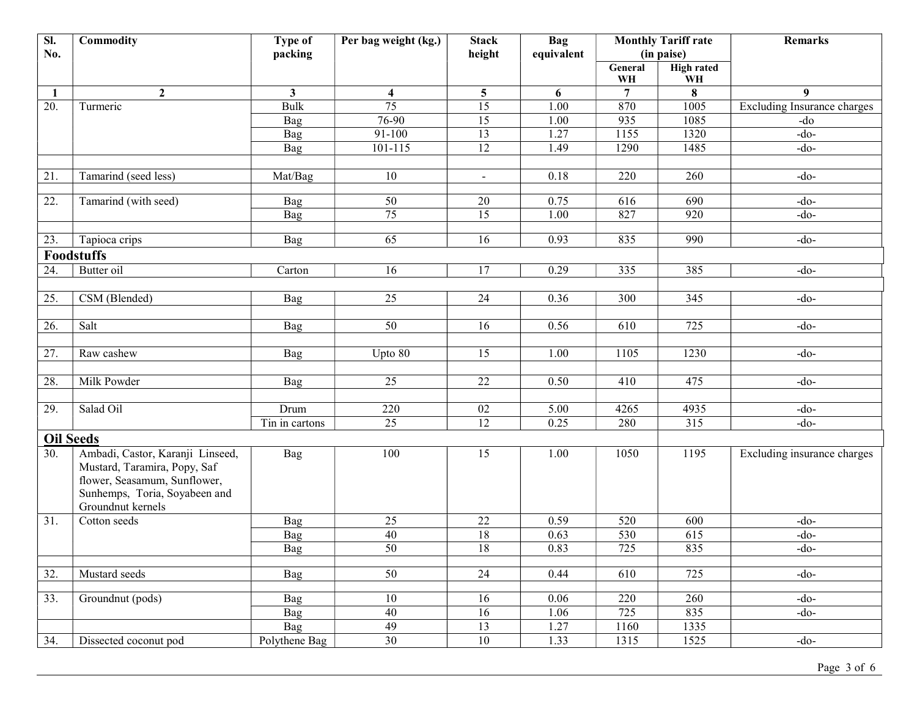| Sl. No. | Commodity | Type of packing | Per bag weight (kg.) | Stack height | Bag equivalent | Monthly Tariff rate (in paise) | | Remarks |
|---|---|---|---|---|---|---|---|---|
| | | | | | | General WH | High rated WH | |
| 1 | 2 | 3 | 4 | 5 | 6 | 7 | 8 | 9 |
| 20. | Turmeric | Bulk | 75 | 15 | 1.00 | 870 | 1005 | Excluding Insurance charges |
| | | Bag | 76-90 | 15 | 1.00 | 935 | 1085 | -do |
| | | Bag | 91-100 | 13 | 1.27 | 1155 | 1320 | -do- |
| | | Bag | 101-115 | 12 | 1.49 | 1290 | 1485 | -do- |
| 21. | Tamarind (seed less) | Mat/Bag | 10 | - | 0.18 | 220 | 260 | -do- |
| 22. | Tamarind (with seed) | Bag | 50 | 20 | 0.75 | 616 | 690 | -do- |
| | | Bag | 75 | 15 | 1.00 | 827 | 920 | -do- |
| 23. | Tapioca crips | Bag | 65 | 16 | 0.93 | 835 | 990 | -do- |
| **Foodstuffs** | | | | | | | | |
| 24. | Butter oil | Carton | 16 | 17 | 0.29 | 335 | 385 | -do- |
| 25. | CSM (Blended) | Bag | 25 | 24 | 0.36 | 300 | 345 | -do- |
| 26. | Salt | Bag | 50 | 16 | 0.56 | 610 | 725 | -do- |
| 27. | Raw cashew | Bag | Upto 80 | 15 | 1.00 | 1105 | 1230 | -do- |
| 28. | Milk Powder | Bag | 25 | 22 | 0.50 | 410 | 475 | -do- |
| 29. | Salad Oil | Drum | 220 | 02 | 5.00 | 4265 | 4935 | -do- |
| | | Tin in cartons | 25 | 12 | 0.25 | 280 | 315 | -do- |
| **Oil Seeds** | | | | | | | | |
| 30. | Ambadi, Castor, Karanji Linseed, Mustard, Taramira, Popy, Saf flower, Seasamum, Sunflower, Sunhemps, Toria, Soyabeen and Groundnut kernels | Bag | 100 | 15 | 1.00 | 1050 | 1195 | Excluding insurance charges |
| 31. | Cotton seeds | Bag | 25 | 22 | 0.59 | 520 | 600 | -do- |
| | | Bag | 40 | 18 | 0.63 | 530 | 615 | -do- |
| | | Bag | 50 | 18 | 0.83 | 725 | 835 | -do- |
| 32. | Mustard seeds | Bag | 50 | 24 | 0.44 | 610 | 725 | -do- |
| 33. | Groundnut (pods) | Bag | 10 | 16 | 0.06 | 220 | 260 | -do- |
| | | Bag | 40 | 16 | 1.06 | 725 | 835 | -do- |
| | | Bag | 49 | 13 | 1.27 | 1160 | 1335 | |
| 34. | Dissected coconut pod | Polythene Bag | 30 | 10 | 1.33 | 1315 | 1525 | -do- |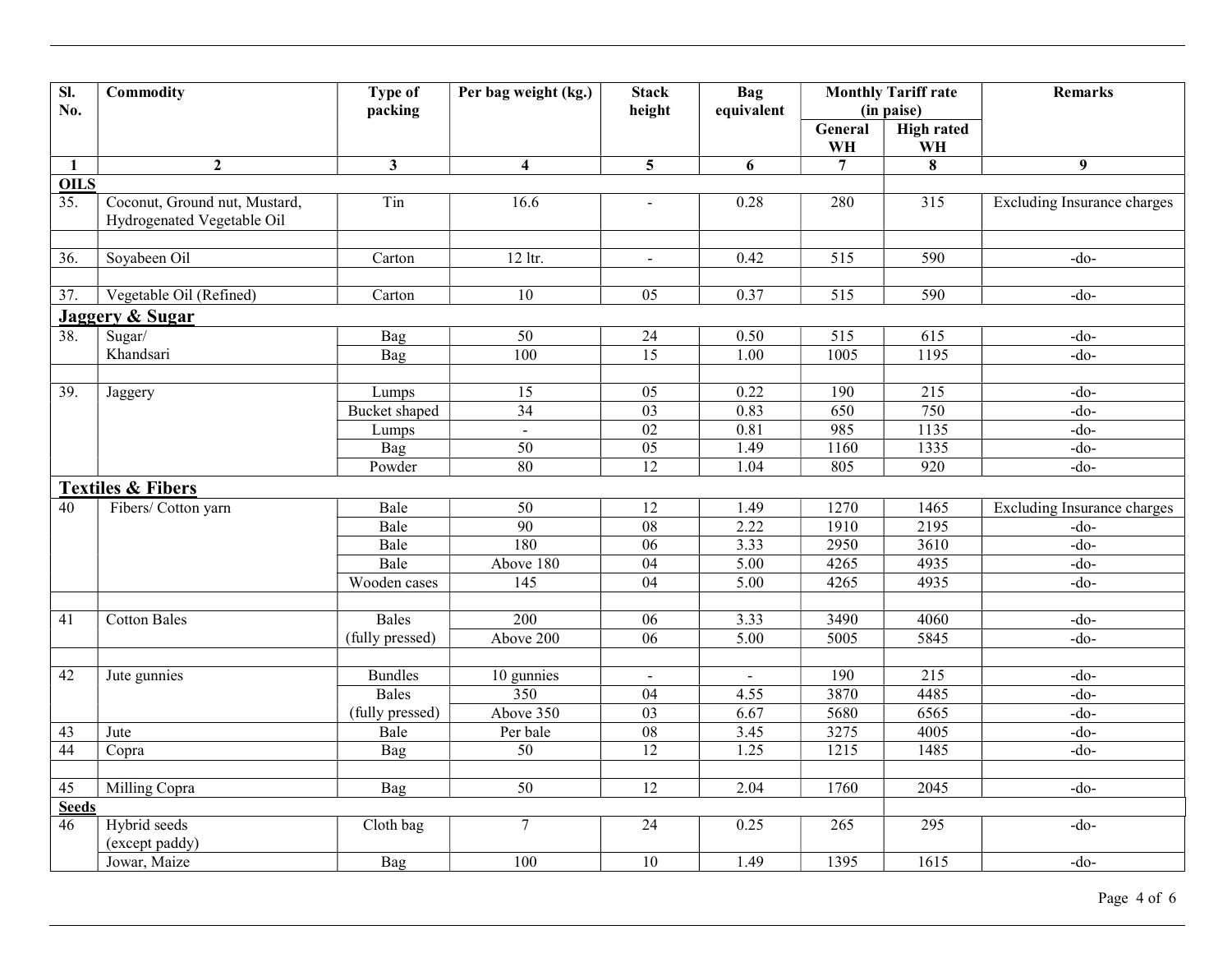| Sl. No. | Commodity | Type of packing | Per bag weight (kg.) | Stack height | Bag equivalent | Monthly Tariff rate (in paise) | | Remarks |
|---|---|---|---|---|---|---|---|---|
| | | | | | | General WH | High rated WH | |
| 1 | 2 | 3 | 4 | 5 | 6 | 7 | 8 | 9 |
| **OILS** | | | | | | | | |
| 35. | Coconut, Ground nut, Mustard, Hydrogenated Vegetable Oil | Tin | 16.6 | - | 0.28 | 280 | 315 | Excluding Insurance charges |
| | | | | | | | | |
| 36. | Soyabeen Oil | Carton | 12 ltr. | - | 0.42 | 515 | 590 | -do- |
| | | | | | | | | |
| 37. | Vegetable Oil (Refined) | Carton | 10 | 05 | 0.37 | 515 | 590 | -do- |
| **Jaggery & Sugar** | | | | | | | | |
| 38. | Sugar/ Khandsari | Bag | 50 | 24 | 0.50 | 515 | 615 | -do- |
| | | Bag | 100 | 15 | 1.00 | 1005 | 1195 | -do- |
| | | | | | | | | |
| 39. | Jaggery | Lumps | 15 | 05 | 0.22 | 190 | 215 | -do- |
| | | Bucket shaped | 34 | 03 | 0.83 | 650 | 750 | -do- |
| | | Lumps | - | 02 | 0.81 | 985 | 1135 | -do- |
| | | Bag | 50 | 05 | 1.49 | 1160 | 1335 | -do- |
| | | Powder | 80 | 12 | 1.04 | 805 | 920 | -do- |
| **Textiles & Fibers** | | | | | | | | |
| 40 | Fibers/ Cotton yarn | Bale | 50 | 12 | 1.49 | 1270 | 1465 | Excluding Insurance charges |
| | | Bale | 90 | 08 | 2.22 | 1910 | 2195 | -do- |
| | | Bale | 180 | 06 | 3.33 | 2950 | 3610 | -do- |
| | | Bale | Above 180 | 04 | 5.00 | 4265 | 4935 | -do- |
| | | Wooden cases | 145 | 04 | 5.00 | 4265 | 4935 | -do- |
| | | | | | | | | |
| 41 | Cotton Bales | Bales (fully pressed) | 200 | 06 | 3.33 | 3490 | 4060 | -do- |
| | | | Above 200 | 06 | 5.00 | 5005 | 5845 | -do- |
| | | | | | | | | |
| 42 | Jute gunnies | Bundles | 10 gunnies | - | - | 190 | 215 | -do- |
| | | Bales (fully pressed) | 350 | 04 | 4.55 | 3870 | 4485 | -do- |
| | | | Above 350 | 03 | 6.67 | 5680 | 6565 | -do- |
| 43 | Jute | Bale | Per bale | 08 | 3.45 | 3275 | 4005 | -do- |
| 44 | Copra | Bag | 50 | 12 | 1.25 | 1215 | 1485 | -do- |
| | | | | | | | | |
| 45 | Milling Copra | Bag | 50 | 12 | 2.04 | 1760 | 2045 | -do- |
| **Seeds** | | | | | | | | |
| 46 | Hybrid seeds (except paddy) | Cloth bag | 7 | 24 | 0.25 | 265 | 295 | -do- |
| | Jowar, Maize | Bag | 100 | 10 | 1.49 | 1395 | 1615 | -do- |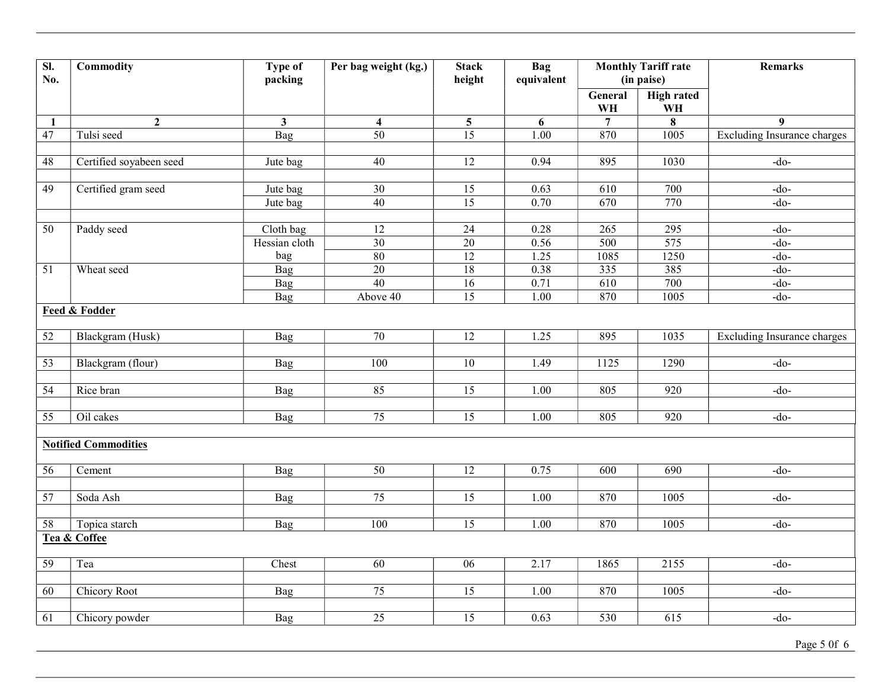| Sl. No. | Commodity | Type of packing | Per bag weight (kg.) | Stack height | Bag equivalent | Monthly Tariff rate (in paise) | | Remarks |
|---|---|---|---|---|---|---|---|---|
| | | | | | | General WH | High rated WH | |
| 1 | 2 | 3 | 4 | 5 | 6 | 7 | 8 | 9 |
| 47 | Tulsi seed | Bag | 50 | 15 | 1.00 | 870 | 1005 | Excluding Insurance charges |
| | | | | | | | | |
| 48 | Certified soyabeen seed | Jute bag | 40 | 12 | 0.94 | 895 | 1030 | -do- |
| | | | | | | | | |
| 49 | Certified gram seed | Jute bag | 30 | 15 | 0.63 | 610 | 700 | -do- |
| | | Jute bag | 40 | 15 | 0.70 | 670 | 770 | -do- |
| | | | | | | | | |
| 50 | Paddy seed | Cloth bag | 12 | 24 | 0.28 | 265 | 295 | -do- |
| | | Hessian cloth bag | 30 | 20 | 0.56 | 500 | 575 | -do- |
| | | | 80 | 12 | 1.25 | 1085 | 1250 | -do- |
| 51 | Wheat seed | Bag | 20 | 18 | 0.38 | 335 | 385 | -do- |
| | | Bag | 40 | 16 | 0.71 | 610 | 700 | -do- |
| | | Bag | Above 40 | 15 | 1.00 | 870 | 1005 | -do- |
| **Feed & Fodder** | | | | | | | | |
| 52 | Blackgram (Husk) | Bag | 70 | 12 | 1.25 | 895 | 1035 | Excluding Insurance charges |
| | | | | | | | | |
| 53 | Blackgram (flour) | Bag | 100 | 10 | 1.49 | 1125 | 1290 | -do- |
| | | | | | | | | |
| 54 | Rice bran | Bag | 85 | 15 | 1.00 | 805 | 920 | -do- |
| | | | | | | | | |
| 55 | Oil cakes | Bag | 75 | 15 | 1.00 | 805 | 920 | -do- |
| | | | | | | | | |
| **Notified Commodities** | | | | | | | | |
| 56 | Cement | Bag | 50 | 12 | 0.75 | 600 | 690 | -do- |
| | | | | | | | | |
| 57 | Soda Ash | Bag | 75 | 15 | 1.00 | 870 | 1005 | -do- |
| | | | | | | | | |
| 58 | Topica starch | Bag | 100 | 15 | 1.00 | 870 | 1005 | -do- |
| **Tea & Coffee** | | | | | | | | |
| 59 | Tea | Chest | 60 | 06 | 2.17 | 1865 | 2155 | -do- |
| | | | | | | | | |
| 60 | Chicory Root | Bag | 75 | 15 | 1.00 | 870 | 1005 | -do- |
| | | | | | | | | |
| 61 | Chicory powder | Bag | 25 | 15 | 0.63 | 530 | 615 | -do- |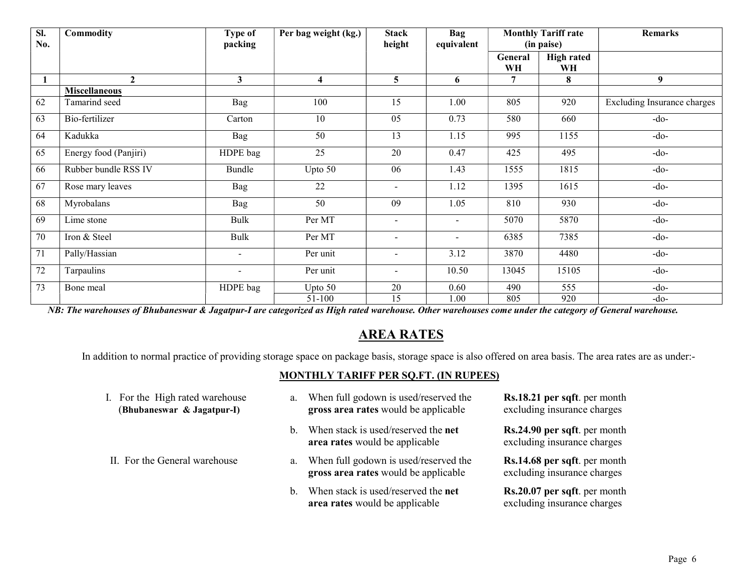| Sl. No. | Commodity | Type of packing | Per bag weight (kg.) | Stack height | Bag equivalent | Monthly Tariff rate (in paise) | | Remarks |
|---|---|---|---|---|---|---|---|---|
| | | | | | | General WH | High rated WH | |
| 1 | 2 | 3 | 4 | 5 | 6 | 7 | 8 | 9 |
| | **Miscellaneous** | | | | | | | |
| 62 | Tamarind seed | Bag | 100 | 15 | 1.00 | 805 | 920 | Excluding Insurance charges |
| 63 | Bio-fertilizer | Carton | 10 | 05 | 0.73 | 580 | 660 | -do- |
| 64 | Kadukka | Bag | 50 | 13 | 1.15 | 995 | 1155 | -do- |
| 65 | Energy food (Panjiri) | HDPE bag | 25 | 20 | 0.47 | 425 | 495 | -do- |
| 66 | Rubber bundle RSS IV | Bundle | Upto 50 | 06 | 1.43 | 1555 | 1815 | -do- |
| 67 | Rose mary leaves | Bag | 22 | - | 1.12 | 1395 | 1615 | -do- |
| 68 | Myrobalans | Bag | 50 | 09 | 1.05 | 810 | 930 | -do- |
| 69 | Lime stone | Bulk | Per MT | - | - | 5070 | 5870 | -do- |
| 70 | Iron & Steel | Bulk | Per MT | - | - | 6385 | 7385 | -do- |
| 71 | Pally/Hassian | - | Per unit | - | 3.12 | 3870 | 4480 | -do- |
| 72 | Tarpaulins | - | Per unit | - | 10.50 | 13045 | 15105 | -do- |
| 73 | Bone meal | HDPE bag | Upto 50 | 20 | 0.60 | 490 | 555 | -do- |
| | | | 51-100 | 15 | 1.00 | 805 | 920 | -do- |

***NB: The warehouses of Bhubaneswar & Jagatpur-I are categorized as High rated warehouse. Other warehouses come under the category of General warehouse.***

## AREA RATES

In addition to normal practice of providing storage space on package basis, storage space is also offered on area basis. The area rates are as under:-

### MONTHLY TARIFF PER SQ.FT. (IN RUPEES)

I. For the High rated warehouse (**Bhubaneswar & Jagatpur-I**)

a. When full godown is used/reserved the **gross area rates** would be applicable — **Rs.18.21 per sqft**. per month excluding insurance charges

b. When stack is used/reserved the **net area rates** would be applicable — **Rs.24.90 per sqft**. per month excluding insurance charges

II. For the General warehouse

a. When full godown is used/reserved the **gross area rates** would be applicable — **Rs.14.68 per sqft**. per month excluding insurance charges

b. When stack is used/reserved the **net area rates** would be applicable — **Rs.20.07 per sqft**. per month excluding insurance charges